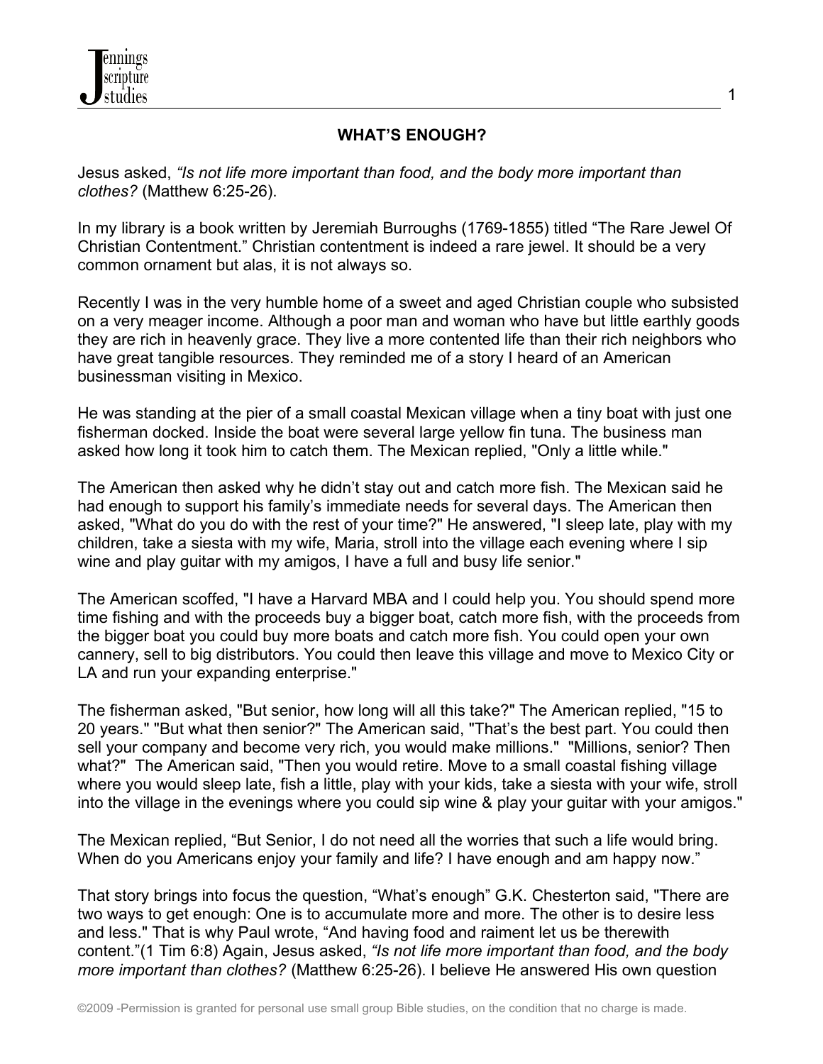# WHAT'S ENOUGH?

Jesus asked, *"Is not life more important than food, and the body more important than clothes?* (Matthew 6:25-26).

In my library is a book written by Jeremiah Burroughs (1769-1855) titled "The Rare Jewel Of Christian Contentment." Christian contentment is indeed a rare jewel. It should be a very common ornament but alas, it is not always so.

Recently I was in the very humble home of a sweet and aged Christian couple who subsisted on a very meager income. Although a poor man and woman who have but little earthly goods they are rich in heavenly grace. They live a more contented life than their rich neighbors who have great tangible resources. They reminded me of a story I heard of an American businessman visiting in Mexico.

He was standing at the pier of a small coastal Mexican village when a tiny boat with just one fisherman docked. Inside the boat were several large yellow fin tuna. The business man asked how long it took him to catch them. The Mexican replied, "Only a little while."

The American then asked why he didn't stay out and catch more fish. The Mexican said he had enough to support his family's immediate needs for several days. The American then asked, "What do you do with the rest of your time?" He answered, "I sleep late, play with my children, take a siesta with my wife, Maria, stroll into the village each evening where I sip wine and play guitar with my amigos, I have a full and busy life senior."

The American scoffed, "I have a Harvard MBA and I could help you. You should spend more time fishing and with the proceeds buy a bigger boat, catch more fish, with the proceeds from the bigger boat you could buy more boats and catch more fish. You could open your own cannery, sell to big distributors. You could then leave this village and move to Mexico City or LA and run your expanding enterprise."

The fisherman asked, "But senior, how long will all this take?" The American replied, "15 to 20 years." "But what then senior?" The American said, "That's the best part. You could then sell your company and become very rich, you would make millions." "Millions, senior? Then what?" The American said, "Then you would retire. Move to a small coastal fishing village where you would sleep late, fish a little, play with your kids, take a siesta with your wife, stroll into the village in the evenings where you could sip wine & play your guitar with your amigos."

The Mexican replied, "But Senior, I do not need all the worries that such a life would bring. When do you Americans enjoy your family and life? I have enough and am happy now."

That story brings into focus the question, "What's enough" G.K. Chesterton said, "There are two ways to get enough: One is to accumulate more and more. The other is to desire less and less." That is why Paul wrote, "And having food and raiment let us be therewith content."(1 Tim 6:8) Again, Jesus asked, *"Is not life more important than food, and the body more important than clothes?* (Matthew 6:25-26). I believe He answered His own question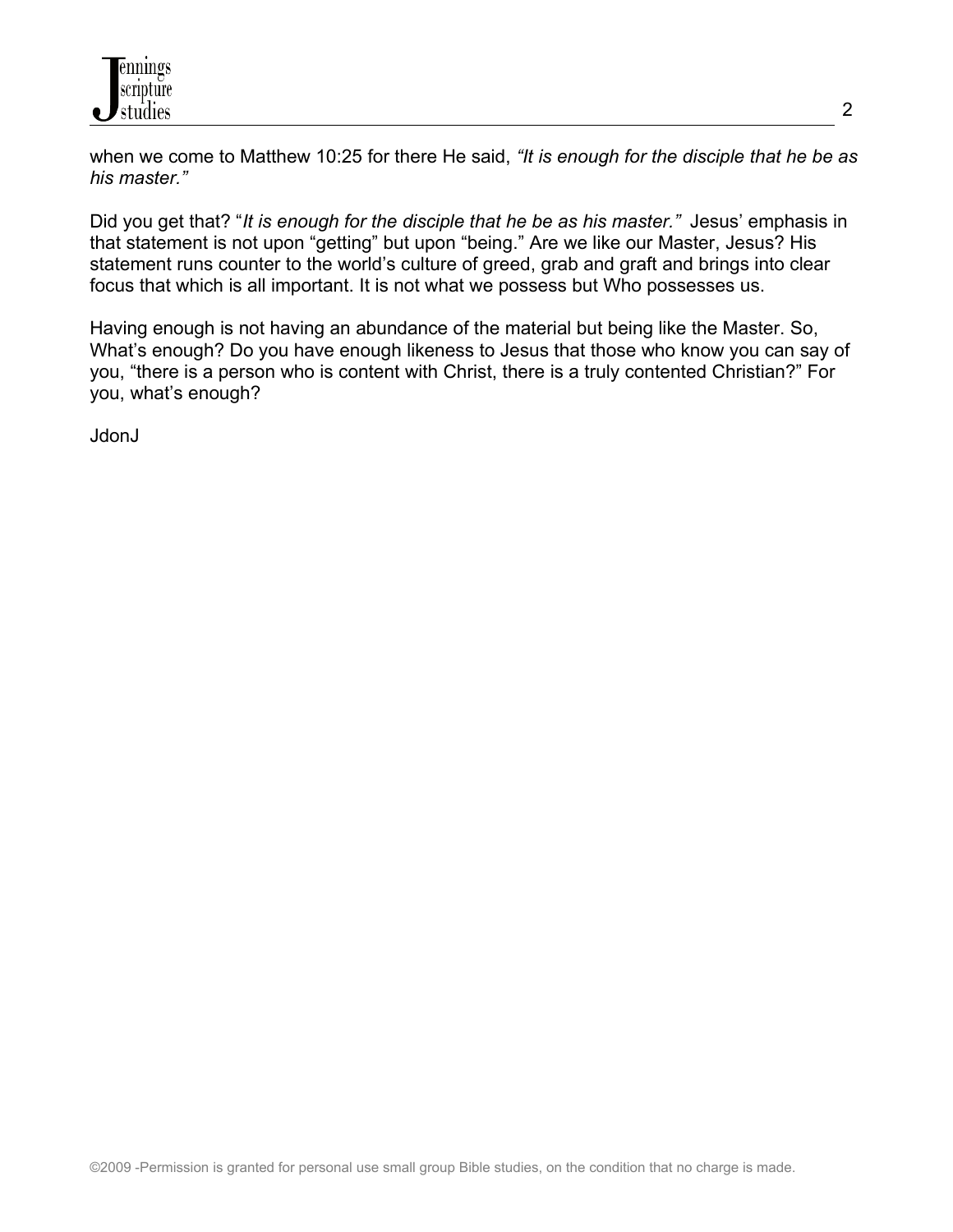when we come to Matthew 10:25 for there He said, *"It is enough for the disciple that he be as his master."*

Did you get that? "*It is enough for the disciple that he be as his master."* Jesus' emphasis in that statement is not upon "getting" but upon "being." Are we like our Master, Jesus? His statement runs counter to the world's culture of greed, grab and graft and brings into clear focus that which is all important. It is not what we possess but Who possesses us.

Having enough is not having an abundance of the material but being like the Master. So, What's enough? Do you have enough likeness to Jesus that those who know you can say of you, "there is a person who is content with Christ, there is a truly contented Christian?" For you, what's enough?

JdonJ

©2009 -Permission is granted for personal use small group Bible studies, on the condition that no charge is made.